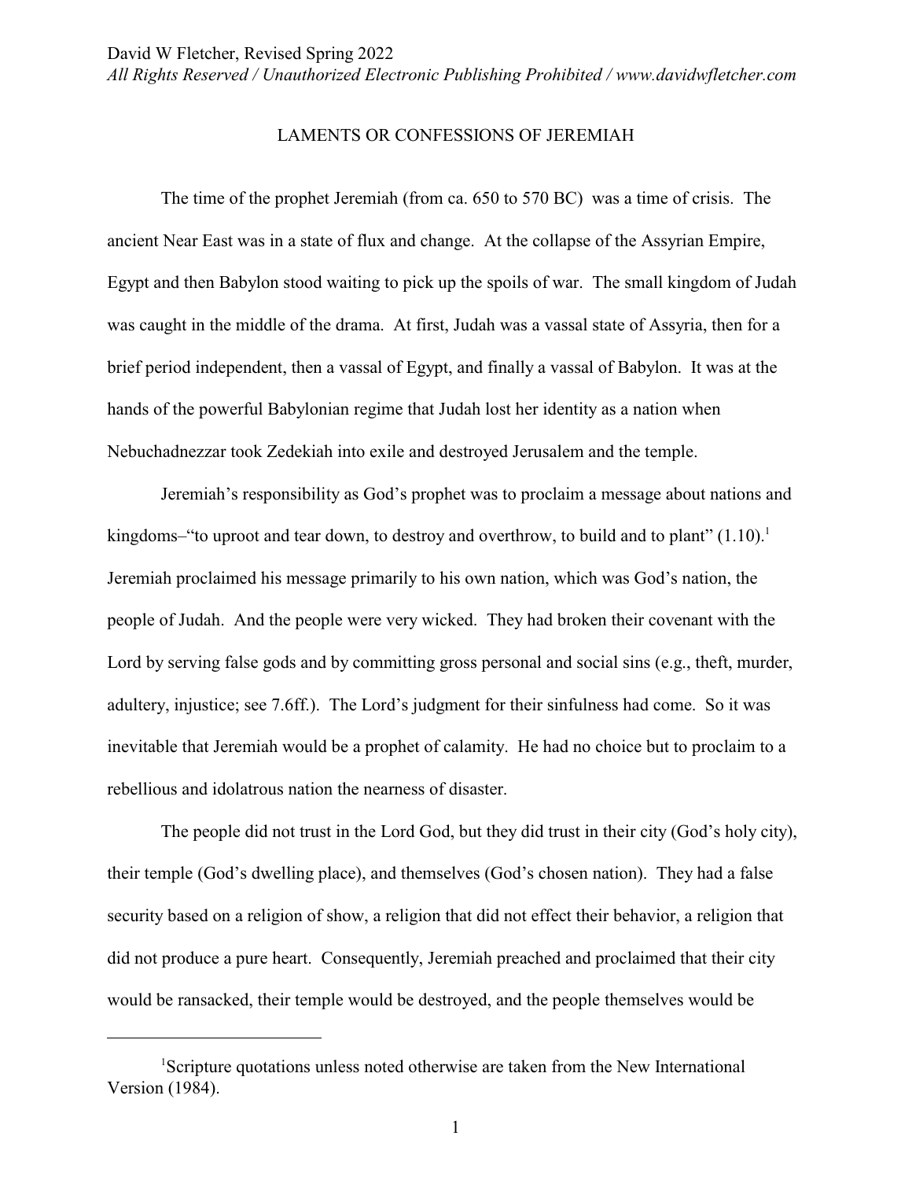# LAMENTS OR CONFESSIONS OF JEREMIAH

The time of the prophet Jeremiah (from ca. 650 to 570 BC) was a time of crisis. The ancient Near East was in a state of flux and change. At the collapse of the Assyrian Empire, Egypt and then Babylon stood waiting to pick up the spoils of war. The small kingdom of Judah was caught in the middle of the drama. At first, Judah was a vassal state of Assyria, then for a brief period independent, then a vassal of Egypt, and finally a vassal of Babylon. It was at the hands of the powerful Babylonian regime that Judah lost her identity as a nation when Nebuchadnezzar took Zedekiah into exile and destroyed Jerusalem and the temple.

Jeremiah's responsibility as God's prophet was to proclaim a message about nations and kingdoms–"to uproot and tear down, to destroy and overthrow, to build and to plant" (1.10).[1] Jeremiah proclaimed his message primarily to his own nation, which was God's nation, the people of Judah. And the people were very wicked. They had broken their covenant with the Lord by serving false gods and by committing gross personal and social sins (e.g., theft, murder, adultery, injustice; see 7.6ff.). The Lord's judgment for their sinfulness had come. So it was inevitable that Jeremiah would be a prophet of calamity. He had no choice but to proclaim to a rebellious and idolatrous nation the nearness of disaster.

The people did not trust in the Lord God, but they did trust in their city (God's holy city), their temple (God's dwelling place), and themselves (God's chosen nation). They had a false security based on a religion of show, a religion that did not effect their behavior, a religion that did not produce a pure heart. Consequently, Jeremiah preached and proclaimed that their city would be ransacked, their temple would be destroyed, and the people themselves would be

[1] Scripture quotations unless noted otherwise are taken from the New International Version (1984).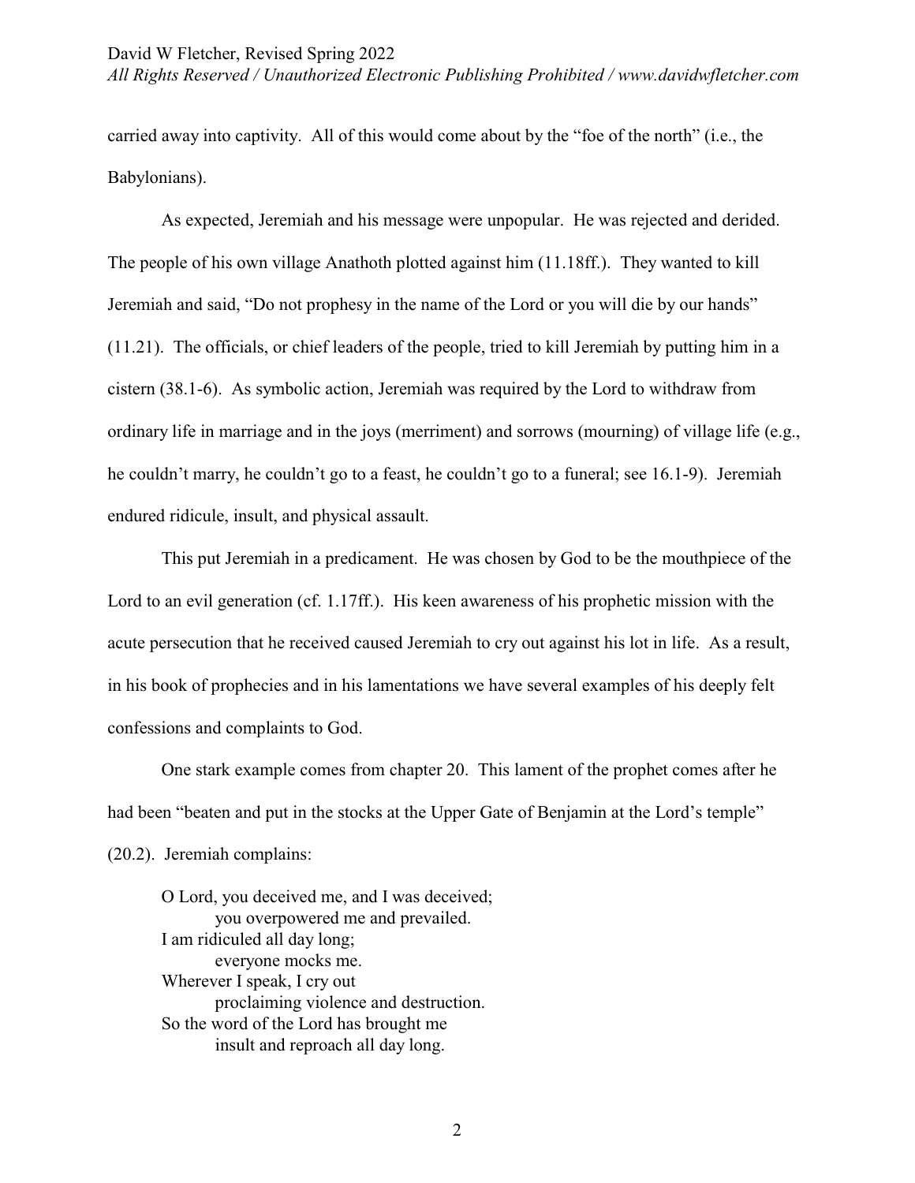carried away into captivity. All of this would come about by the "foe of the north" (i.e., the Babylonians).

As expected, Jeremiah and his message were unpopular. He was rejected and derided. The people of his own village Anathoth plotted against him (11.18ff.). They wanted to kill Jeremiah and said, "Do not prophesy in the name of the Lord or you will die by our hands" (11.21). The officials, or chief leaders of the people, tried to kill Jeremiah by putting him in a cistern (38.1-6). As symbolic action, Jeremiah was required by the Lord to withdraw from ordinary life in marriage and in the joys (merriment) and sorrows (mourning) of village life (e.g., he couldn't marry, he couldn't go to a feast, he couldn't go to a funeral; see 16.1-9). Jeremiah endured ridicule, insult, and physical assault.

This put Jeremiah in a predicament. He was chosen by God to be the mouthpiece of the Lord to an evil generation (cf. 1.17ff.). His keen awareness of his prophetic mission with the acute persecution that he received caused Jeremiah to cry out against his lot in life. As a result, in his book of prophecies and in his lamentations we have several examples of his deeply felt confessions and complaints to God.

One stark example comes from chapter 20. This lament of the prophet comes after he had been "beaten and put in the stocks at the Upper Gate of Benjamin at the Lord's temple" (20.2). Jeremiah complains:

> O Lord, you deceived me, and I was deceived;
> &nbsp;&nbsp;&nbsp;&nbsp;you overpowered me and prevailed.
> I am ridiculed all day long;
> &nbsp;&nbsp;&nbsp;&nbsp;everyone mocks me.
> Wherever I speak, I cry out
> &nbsp;&nbsp;&nbsp;&nbsp;proclaiming violence and destruction.
> So the word of the Lord has brought me
> &nbsp;&nbsp;&nbsp;&nbsp;insult and reproach all day long.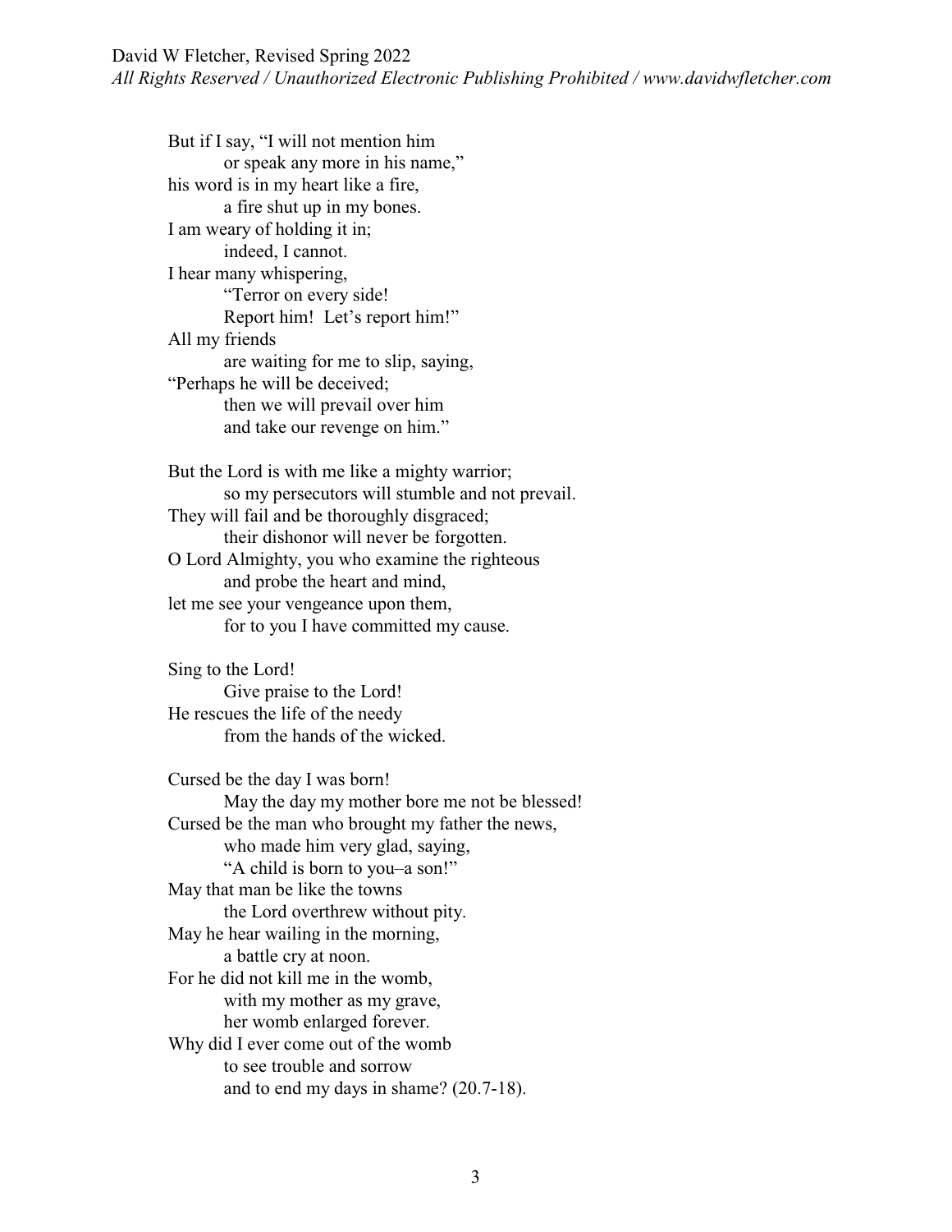But if I say, "I will not mention him
 or speak any more in his name,"
his word is in my heart like a fire,
 a fire shut up in my bones.
I am weary of holding it in;
 indeed, I cannot.
I hear many whispering,
 "Terror on every side!
 Report him! Let's report him!"
All my friends
 are waiting for me to slip, saying,
"Perhaps he will be deceived;
 then we will prevail over him
 and take our revenge on him."

But the Lord is with me like a mighty warrior;
 so my persecutors will stumble and not prevail.
They will fail and be thoroughly disgraced;
 their dishonor will never be forgotten.
O Lord Almighty, you who examine the righteous
 and probe the heart and mind,
let me see your vengeance upon them,
 for to you I have committed my cause.

Sing to the Lord!
 Give praise to the Lord!
He rescues the life of the needy
 from the hands of the wicked.

Cursed be the day I was born!
 May the day my mother bore me not be blessed!
Cursed be the man who brought my father the news,
 who made him very glad, saying,
 "A child is born to you–a son!"
May that man be like the towns
 the Lord overthrew without pity.
May he hear wailing in the morning,
 a battle cry at noon.
For he did not kill me in the womb,
 with my mother as my grave,
 her womb enlarged forever.
Why did I ever come out of the womb
 to see trouble and sorrow
 and to end my days in shame? (20.7-18).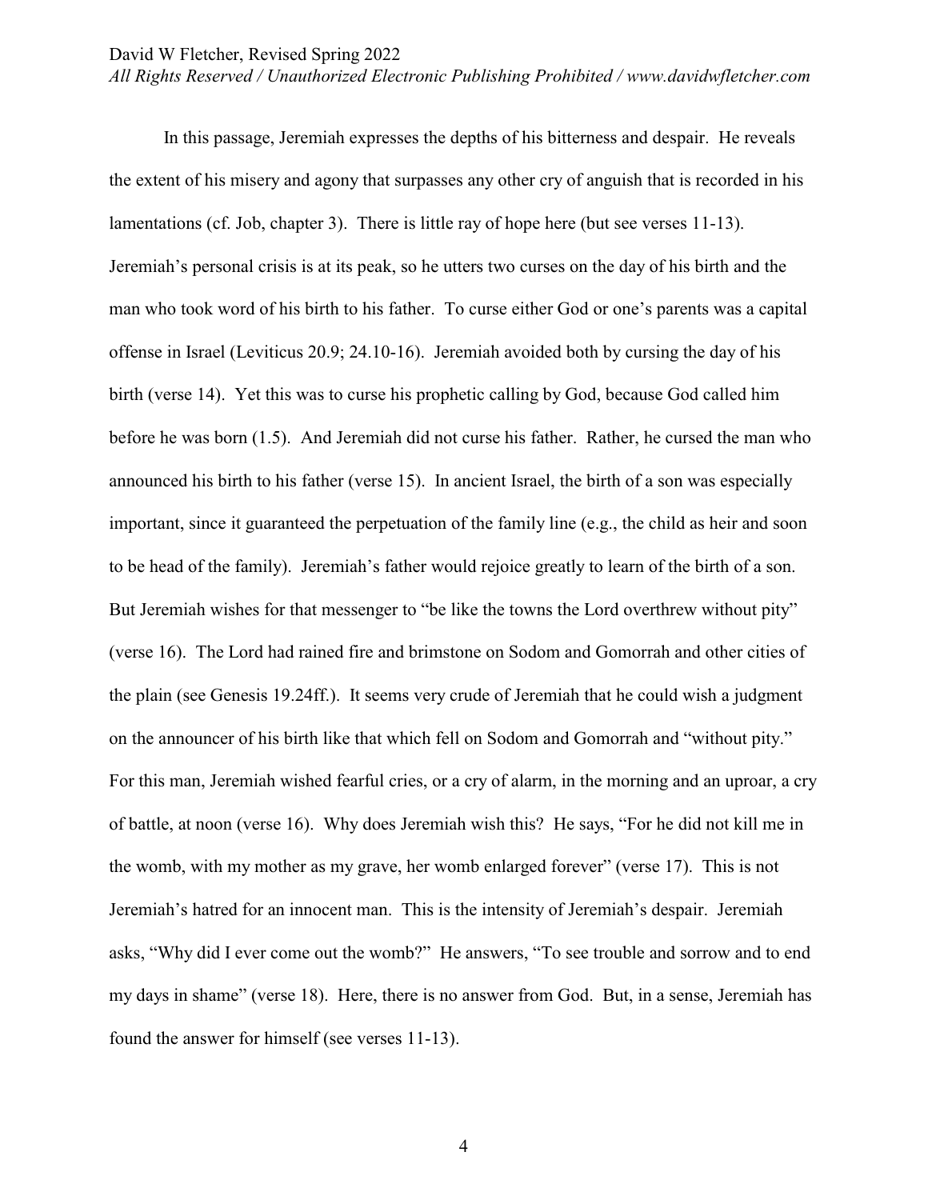In this passage, Jeremiah expresses the depths of his bitterness and despair. He reveals the extent of his misery and agony that surpasses any other cry of anguish that is recorded in his lamentations (cf. Job, chapter 3). There is little ray of hope here (but see verses 11-13). Jeremiah's personal crisis is at its peak, so he utters two curses on the day of his birth and the man who took word of his birth to his father. To curse either God or one's parents was a capital offense in Israel (Leviticus 20.9; 24.10-16). Jeremiah avoided both by cursing the day of his birth (verse 14). Yet this was to curse his prophetic calling by God, because God called him before he was born (1.5). And Jeremiah did not curse his father. Rather, he cursed the man who announced his birth to his father (verse 15). In ancient Israel, the birth of a son was especially important, since it guaranteed the perpetuation of the family line (e.g., the child as heir and soon to be head of the family). Jeremiah's father would rejoice greatly to learn of the birth of a son. But Jeremiah wishes for that messenger to "be like the towns the Lord overthrew without pity" (verse 16). The Lord had rained fire and brimstone on Sodom and Gomorrah and other cities of the plain (see Genesis 19.24ff.). It seems very crude of Jeremiah that he could wish a judgment on the announcer of his birth like that which fell on Sodom and Gomorrah and "without pity." For this man, Jeremiah wished fearful cries, or a cry of alarm, in the morning and an uproar, a cry of battle, at noon (verse 16). Why does Jeremiah wish this? He says, "For he did not kill me in the womb, with my mother as my grave, her womb enlarged forever" (verse 17). This is not Jeremiah's hatred for an innocent man. This is the intensity of Jeremiah's despair. Jeremiah asks, "Why did I ever come out the womb?" He answers, "To see trouble and sorrow and to end my days in shame" (verse 18). Here, there is no answer from God. But, in a sense, Jeremiah has found the answer for himself (see verses 11-13).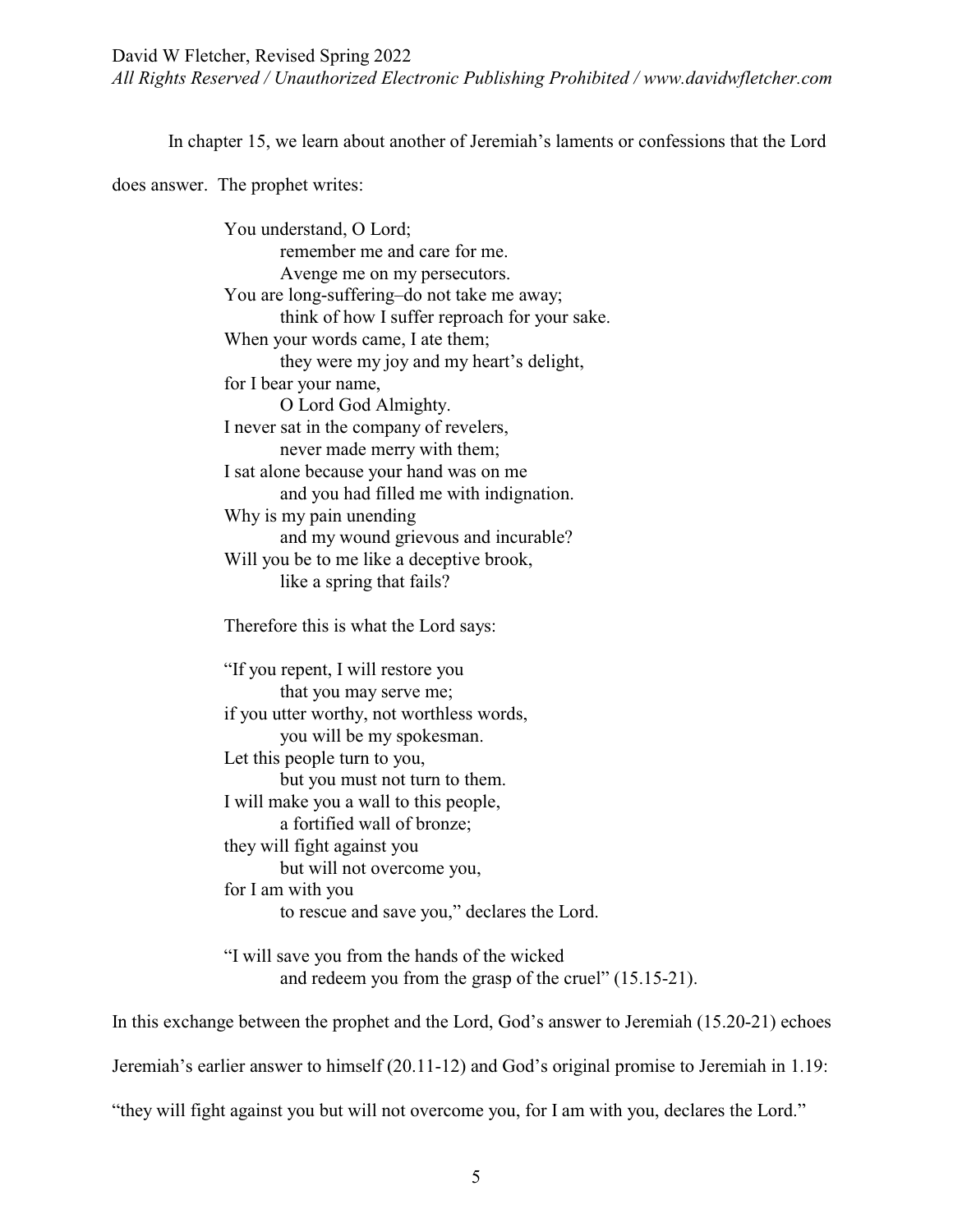In chapter 15, we learn about another of Jeremiah's laments or confessions that the Lord does answer. The prophet writes:

> You understand, O Lord;
> &nbsp;&nbsp;&nbsp;&nbsp;remember me and care for me.
> &nbsp;&nbsp;&nbsp;&nbsp;Avenge me on my persecutors.
> You are long-suffering–do not take me away;
> &nbsp;&nbsp;&nbsp;&nbsp;think of how I suffer reproach for your sake.
> When your words came, I ate them;
> &nbsp;&nbsp;&nbsp;&nbsp;they were my joy and my heart's delight,
> for I bear your name,
> &nbsp;&nbsp;&nbsp;&nbsp;O Lord God Almighty.
> I never sat in the company of revelers,
> &nbsp;&nbsp;&nbsp;&nbsp;never made merry with them;
> I sat alone because your hand was on me
> &nbsp;&nbsp;&nbsp;&nbsp;and you had filled me with indignation.
> Why is my pain unending
> &nbsp;&nbsp;&nbsp;&nbsp;and my wound grievous and incurable?
> Will you be to me like a deceptive brook,
> &nbsp;&nbsp;&nbsp;&nbsp;like a spring that fails?
>
> Therefore this is what the Lord says:
>
> "If you repent, I will restore you
> &nbsp;&nbsp;&nbsp;&nbsp;that you may serve me;
> if you utter worthy, not worthless words,
> &nbsp;&nbsp;&nbsp;&nbsp;you will be my spokesman.
> Let this people turn to you,
> &nbsp;&nbsp;&nbsp;&nbsp;but you must not turn to them.
> I will make you a wall to this people,
> &nbsp;&nbsp;&nbsp;&nbsp;a fortified wall of bronze;
> they will fight against you
> &nbsp;&nbsp;&nbsp;&nbsp;but will not overcome you,
> for I am with you
> &nbsp;&nbsp;&nbsp;&nbsp;to rescue and save you," declares the Lord.
>
> "I will save you from the hands of the wicked
> &nbsp;&nbsp;&nbsp;&nbsp;and redeem you from the grasp of the cruel" (15.15-21).

In this exchange between the prophet and the Lord, God's answer to Jeremiah (15.20-21) echoes Jeremiah's earlier answer to himself (20.11-12) and God's original promise to Jeremiah in 1.19: "they will fight against you but will not overcome you, for I am with you, declares the Lord."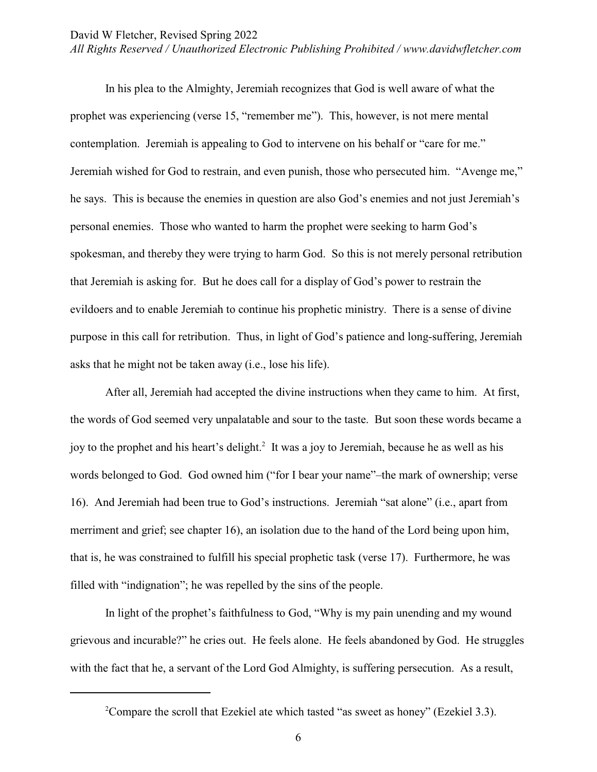In his plea to the Almighty, Jeremiah recognizes that God is well aware of what the prophet was experiencing (verse 15, "remember me"). This, however, is not mere mental contemplation. Jeremiah is appealing to God to intervene on his behalf or "care for me." Jeremiah wished for God to restrain, and even punish, those who persecuted him. "Avenge me," he says. This is because the enemies in question are also God's enemies and not just Jeremiah's personal enemies. Those who wanted to harm the prophet were seeking to harm God's spokesman, and thereby they were trying to harm God. So this is not merely personal retribution that Jeremiah is asking for. But he does call for a display of God's power to restrain the evildoers and to enable Jeremiah to continue his prophetic ministry. There is a sense of divine purpose in this call for retribution. Thus, in light of God's patience and long-suffering, Jeremiah asks that he might not be taken away (i.e., lose his life).

After all, Jeremiah had accepted the divine instructions when they came to him. At first, the words of God seemed very unpalatable and sour to the taste. But soon these words became a joy to the prophet and his heart's delight.[2] It was a joy to Jeremiah, because he as well as his words belonged to God. God owned him ("for I bear your name"–the mark of ownership; verse 16). And Jeremiah had been true to God's instructions. Jeremiah "sat alone" (i.e., apart from merriment and grief; see chapter 16), an isolation due to the hand of the Lord being upon him, that is, he was constrained to fulfill his special prophetic task (verse 17). Furthermore, he was filled with "indignation"; he was repelled by the sins of the people.

In light of the prophet's faithfulness to God, "Why is my pain unending and my wound grievous and incurable?" he cries out. He feels alone. He feels abandoned by God. He struggles with the fact that he, a servant of the Lord God Almighty, is suffering persecution. As a result,

---

[2] Compare the scroll that Ezekiel ate which tasted "as sweet as honey" (Ezekiel 3.3).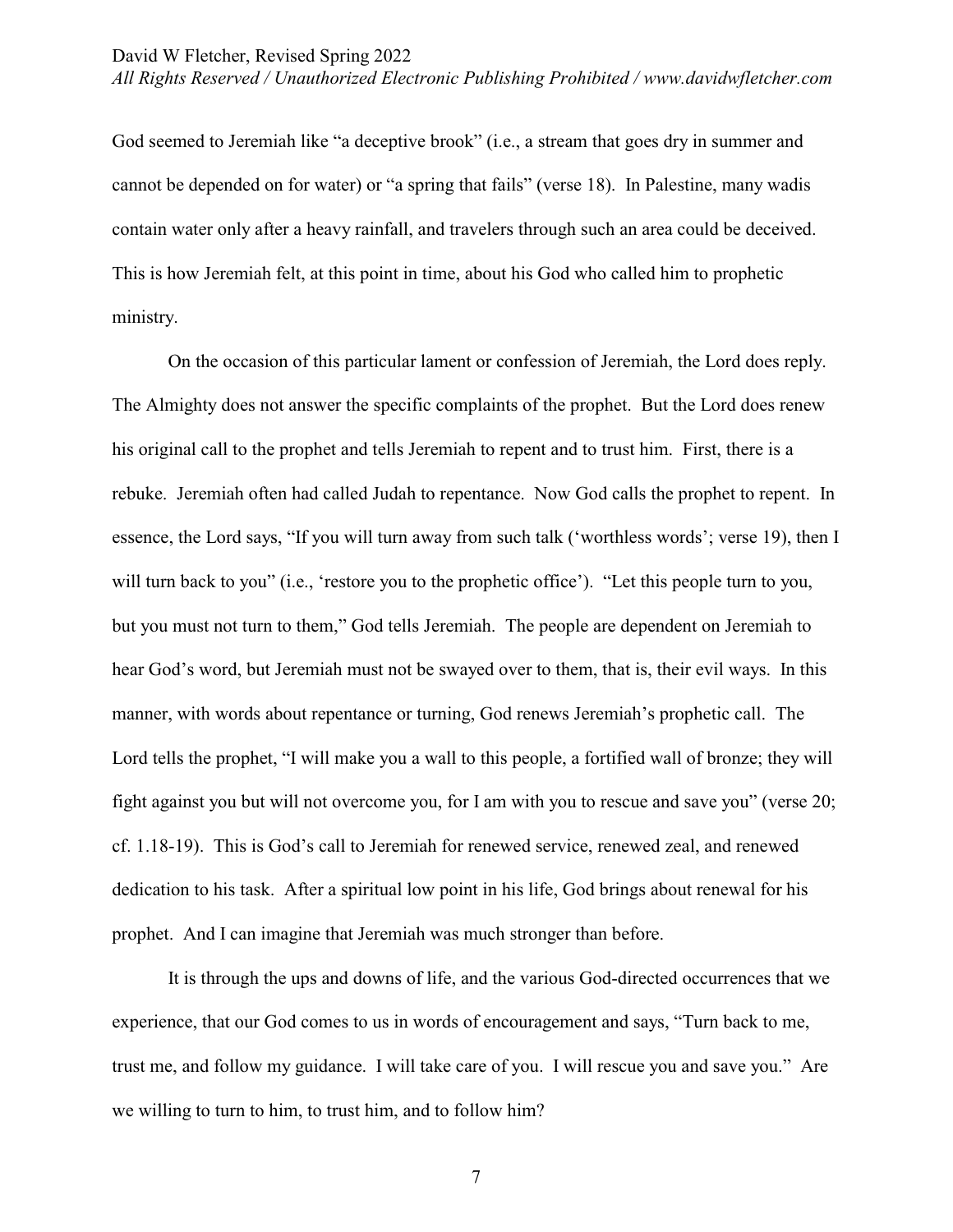God seemed to Jeremiah like "a deceptive brook" (i.e., a stream that goes dry in summer and cannot be depended on for water) or "a spring that fails" (verse 18). In Palestine, many wadis contain water only after a heavy rainfall, and travelers through such an area could be deceived. This is how Jeremiah felt, at this point in time, about his God who called him to prophetic ministry.

On the occasion of this particular lament or confession of Jeremiah, the Lord does reply. The Almighty does not answer the specific complaints of the prophet. But the Lord does renew his original call to the prophet and tells Jeremiah to repent and to trust him. First, there is a rebuke. Jeremiah often had called Judah to repentance. Now God calls the prophet to repent. In essence, the Lord says, "If you will turn away from such talk ('worthless words'; verse 19), then I will turn back to you" (i.e., 'restore you to the prophetic office'). "Let this people turn to you, but you must not turn to them," God tells Jeremiah. The people are dependent on Jeremiah to hear God's word, but Jeremiah must not be swayed over to them, that is, their evil ways. In this manner, with words about repentance or turning, God renews Jeremiah's prophetic call. The Lord tells the prophet, "I will make you a wall to this people, a fortified wall of bronze; they will fight against you but will not overcome you, for I am with you to rescue and save you" (verse 20; cf. 1.18-19). This is God's call to Jeremiah for renewed service, renewed zeal, and renewed dedication to his task. After a spiritual low point in his life, God brings about renewal for his prophet. And I can imagine that Jeremiah was much stronger than before.

It is through the ups and downs of life, and the various God-directed occurrences that we experience, that our God comes to us in words of encouragement and says, "Turn back to me, trust me, and follow my guidance. I will take care of you. I will rescue you and save you." Are we willing to turn to him, to trust him, and to follow him?